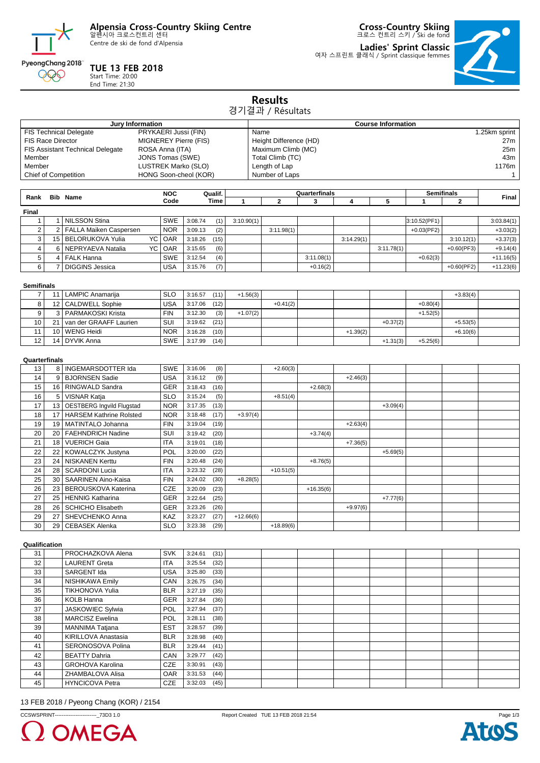# Alpensia Cross-Country Skiing Centre

알펜시아 크로스컨트리 센터
Centre de ski de fond d'Alpensia

**TUE 13 FEB 2018**
Start Time: 20:00
End Time: 21:30

**Cross-Country Skiing**
크로스 컨트리 스키 / Ski de fond

**Ladies' Sprint Classic**
여자 스프린트 클래식 / Sprint classique femmes

## Results

경기결과 / Résultats

| Jury Information | |
|---|---|
| FIS Technical Delegate | PRYKAERI Jussi (FIN) |
| FIS Race Director | MIGNEREY Pierre (FIS) |
| FIS Assistant Technical Delegate | ROSA Anna (ITA) |
| Member | JONS Tomas (SWE) |
| Member | LUSTREK Marko (SLO) |
| Chief of Competition | HONG Soon-cheol (KOR) |

| Course Information | |
|---|---|
| Name | 1.25km sprint |
| Height Difference (HD) | 27m |
| Maximum Climb (MC) | 25m |
| Total Climb (TC) | 43m |
| Length of Lap | 1176m |
| Number of Laps | 1 |

| Rank | Bib | Name | | NOC Code | Qualif. Time | | Quarterfinals 1 | 2 | 3 | 4 | 5 | Semifinals 1 | 2 | Final |
|---|---|---|---|---|---|---|---|---|---|---|---|---|---|---|
| **Final** | | | | | | | | | | | | | | |
| 1 | 1 | NILSSON Stina | | SWE | 3:08.74 | (1) | 3:10.90(1) | | | | | 3:10.52(PF1) | | 3:03.84(1) |
| 2 | 2 | FALLA Maiken Caspersen | | NOR | 3:09.13 | (2) | | 3:11.98(1) | | | | +0.03(PF2) | | +3.03(2) |
| 3 | 15 | BELORUKOVA Yulia | YC | OAR | 3:18.26 | (15) | | | | 3:14.29(1) | | | 3:10.12(1) | +3.37(3) |
| 4 | 6 | NEPRYAEVA Natalia | YC | OAR | 3:15.65 | (6) | | | | | 3:11.78(1) | | +0.60(PF3) | +9.14(4) |
| 5 | 4 | FALK Hanna | | SWE | 3:12.54 | (4) | | | 3:11.08(1) | | | +0.62(3) | | +11.16(5) |
| 6 | 7 | DIGGINS Jessica | | USA | 3:15.76 | (7) | | | +0.16(2) | | | | +0.60(PF2) | +11.23(6) |
| **Semifinals** | | | | | | | | | | | | | | |
| 7 | 11 | LAMPIC Anamarija | | SLO | 3:16.57 | (11) | +1.56(3) | | | | | | +3.83(4) | |
| 8 | 12 | CALDWELL Sophie | | USA | 3:17.06 | (12) | | +0.41(2) | | | | +0.80(4) | | |
| 9 | 3 | PARMAKOSKI Krista | | FIN | 3:12.30 | (3) | +1.07(2) | | | | | +1.52(5) | | |
| 10 | 21 | van der GRAAFF Laurien | | SUI | 3:19.62 | (21) | | | | | +0.37(2) | | +5.53(5) | |
| 11 | 10 | WENG Heidi | | NOR | 3:16.28 | (10) | | | | +1.39(2) | | | +6.10(6) | |
| 12 | 14 | DYVIK Anna | | SWE | 3:17.99 | (14) | | | | | +1.31(3) | +5.25(6) | | |
| **Quarterfinals** | | | | | | | | | | | | | | |
| 13 | 8 | INGEMARSDOTTER Ida | | SWE | 3:16.06 | (8) | | +2.60(3) | | | | | | |
| 14 | 9 | BJORNSEN Sadie | | USA | 3:16.12 | (9) | | | | +2.46(3) | | | | |
| 15 | 16 | RINGWALD Sandra | | GER | 3:18.43 | (16) | | | +2.68(3) | | | | | |
| 16 | 5 | VISNAR Katja | | SLO | 3:15.24 | (5) | | +8.51(4) | | | | | | |
| 17 | 13 | OESTBERG Ingvild Flugstad | | NOR | 3:17.35 | (13) | | | | | +3.09(4) | | | |
| 18 | 17 | HARSEM Kathrine Rolsted | | NOR | 3:18.48 | (17) | +3.97(4) | | | | | | | |
| 19 | 19 | MATINTALO Johanna | | FIN | 3:19.04 | (19) | | | | +2.63(4) | | | | |
| 20 | 20 | FAEHNDRICH Nadine | | SUI | 3:19.42 | (20) | | | +3.74(4) | | | | | |
| 21 | 18 | VUERICH Gaia | | ITA | 3:19.01 | (18) | | | | +7.36(5) | | | | |
| 22 | 22 | KOWALCZYK Justyna | | POL | 3:20.00 | (22) | | | | | +5.69(5) | | | |
| 23 | 24 | NISKANEN Kerttu | | FIN | 3:20.48 | (24) | | | +8.76(5) | | | | | |
| 24 | 28 | SCARDONI Lucia | | ITA | 3:23.32 | (28) | | +10.51(5) | | | | | | |
| 25 | 30 | SAARINEN Aino-Kaisa | | FIN | 3:24.02 | (30) | +8.28(5) | | | | | | | |
| 26 | 23 | BEROUSKOVA Katerina | | CZE | 3:20.09 | (23) | | | +16.35(6) | | | | | |
| 27 | 25 | HENNIG Katharina | | GER | 3:22.64 | (25) | | | | | +7.77(6) | | | |
| 28 | 26 | SCHICHO Elisabeth | | GER | 3:23.26 | (26) | | | | +9.97(6) | | | | |
| 29 | 27 | SHEVCHENKO Anna | | KAZ | 3:23.27 | (27) | +12.66(6) | | | | | | | |
| 30 | 29 | CEBASEK Alenka | | SLO | 3:23.38 | (29) | | +18.89(6) | | | | | | |
| **Qualification** | | | | | | | | | | | | | | |
| 31 | | PROCHAZKOVA Alena | | SVK | 3:24.61 | (31) | | | | | | | | |
| 32 | | LAURENT Greta | | ITA | 3:25.54 | (32) | | | | | | | | |
| 33 | | SARGENT Ida | | USA | 3:25.80 | (33) | | | | | | | | |
| 34 | | NISHIKAWA Emily | | CAN | 3:26.75 | (34) | | | | | | | | |
| 35 | | TIKHONOVA Yulia | | BLR | 3:27.19 | (35) | | | | | | | | |
| 36 | | KOLB Hanna | | GER | 3:27.84 | (36) | | | | | | | | |
| 37 | | JASKOWIEC Sylwia | | POL | 3:27.94 | (37) | | | | | | | | |
| 38 | | MARCISZ Ewelina | | POL | 3:28.11 | (38) | | | | | | | | |
| 39 | | MANNIMA Tatjana | | EST | 3:28.57 | (39) | | | | | | | | |
| 40 | | KIRILLOVA Anastasia | | BLR | 3:28.98 | (40) | | | | | | | | |
| 41 | | SERONOSOVA Polina | | BLR | 3:29.44 | (41) | | | | | | | | |
| 42 | | BEATTY Dahria | | CAN | 3:29.77 | (42) | | | | | | | | |
| 43 | | GROHOVA Karolina | | CZE | 3:30.91 | (43) | | | | | | | | |
| 44 | | ZHAMBALOVA Alisa | | OAR | 3:31.53 | (44) | | | | | | | | |
| 45 | | HYNCICOVA Petra | | CZE | 3:32.03 | (45) | | | | | | | | |

13 FEB 2018 / Pyeong Chang (KOR) / 2154

CCSWSPRINT------------------------_73D3 1.0    Report Created TUE 13 FEB 2018 21:54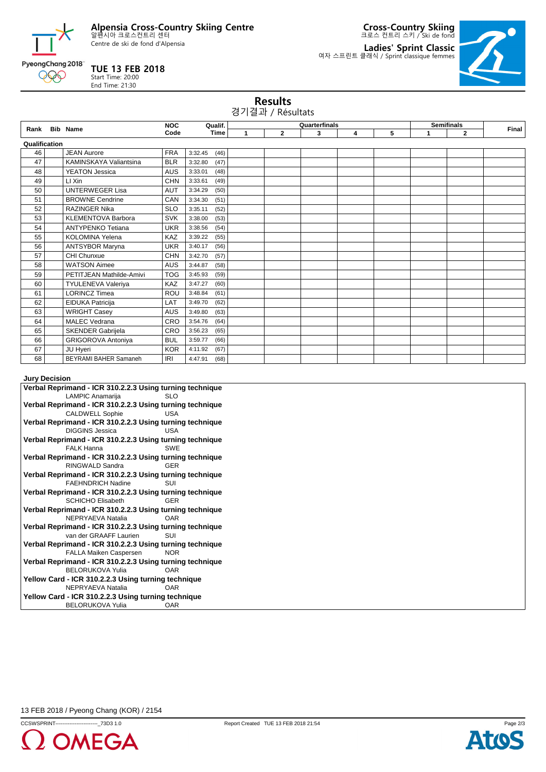# Alpensia Cross-Country Skiing Centre

알펜시아 크로스컨트리 센터
Centre de ski de fond d'Alpensia

**TUE 13 FEB 2018**
Start Time: 20:00
End Time: 21:30

**Cross-Country Skiing**
크로스 컨트리 스키 / Ski de fond

**Ladies' Sprint Classic**
여자 스프린트 클래식 / Sprint classique femmes

## Results

경기결과 / Résultats

| Rank | Bib | Name | NOC Code | Qualif. Time | Quarterfinals 1 | 2 | 3 | 4 | 5 | Semifinals 1 | 2 | Final |
|---|---|---|---|---|---|---|---|---|---|---|---|---|
| **Qualification** | | | | | | | | | | | | |
| 46 | | JEAN Aurore | FRA | 3:32.45 (46) | | | | | | | | |
| 47 | | KAMINSKAYA Valiantsina | BLR | 3:32.80 (47) | | | | | | | | |
| 48 | | YEATON Jessica | AUS | 3:33.01 (48) | | | | | | | | |
| 49 | | LI Xin | CHN | 3:33.61 (49) | | | | | | | | |
| 50 | | UNTERWEGER Lisa | AUT | 3:34.29 (50) | | | | | | | | |
| 51 | | BROWNE Cendrine | CAN | 3:34.30 (51) | | | | | | | | |
| 52 | | RAZINGER Nika | SLO | 3:35.11 (52) | | | | | | | | |
| 53 | | KLEMENTOVA Barbora | SVK | 3:38.00 (53) | | | | | | | | |
| 54 | | ANTYPENKO Tetiana | UKR | 3:38.56 (54) | | | | | | | | |
| 55 | | KOLOMINA Yelena | KAZ | 3:39.22 (55) | | | | | | | | |
| 56 | | ANTSYBOR Maryna | UKR | 3:40.17 (56) | | | | | | | | |
| 57 | | CHI Chunxue | CHN | 3:42.70 (57) | | | | | | | | |
| 58 | | WATSON Aimee | AUS | 3:44.87 (58) | | | | | | | | |
| 59 | | PETITJEAN Mathilde-Amivi | TOG | 3:45.93 (59) | | | | | | | | |
| 60 | | TYULENEVA Valeriya | KAZ | 3:47.27 (60) | | | | | | | | |
| 61 | | LORINCZ Timea | ROU | 3:48.84 (61) | | | | | | | | |
| 62 | | EIDUKA Patricija | LAT | 3:49.70 (62) | | | | | | | | |
| 63 | | WRIGHT Casey | AUS | 3:49.80 (63) | | | | | | | | |
| 64 | | MALEC Vedrana | CRO | 3:54.76 (64) | | | | | | | | |
| 65 | | SKENDER Gabrijela | CRO | 3:56.23 (65) | | | | | | | | |
| 66 | | GRIGOROVA Antoniya | BUL | 3:59.77 (66) | | | | | | | | |
| 67 | | JU Hyeri | KOR | 4:11.92 (67) | | | | | | | | |
| 68 | | BEYRAMI BAHER Samaneh | IRI | 4:47.91 (68) | | | | | | | | |

**Jury Decision**

**Verbal Reprimand - ICR 310.2.2.3 Using turning technique**
LAMPIC Anamarija SLO

**Verbal Reprimand - ICR 310.2.2.3 Using turning technique**
CALDWELL Sophie USA

**Verbal Reprimand - ICR 310.2.2.3 Using turning technique**
DIGGINS Jessica USA

**Verbal Reprimand - ICR 310.2.2.3 Using turning technique**
FALK Hanna SWE

**Verbal Reprimand - ICR 310.2.2.3 Using turning technique**
RINGWALD Sandra GER

**Verbal Reprimand - ICR 310.2.2.3 Using turning technique**
FAEHNDRICH Nadine SUI

**Verbal Reprimand - ICR 310.2.2.3 Using turning technique**
SCHICHO Elisabeth GER

**Verbal Reprimand - ICR 310.2.2.3 Using turning technique**
NEPRYAEVA Natalia OAR

**Verbal Reprimand - ICR 310.2.2.3 Using turning technique**
van der GRAAFF Laurien SUI

**Verbal Reprimand - ICR 310.2.2.3 Using turning technique**
FALLA Maiken Caspersen NOR

**Verbal Reprimand - ICR 310.2.2.3 Using turning technique**
BELORUKOVA Yulia OAR

**Yellow Card - ICR 310.2.2.3 Using turning technique**
NEPRYAEVA Natalia OAR

**Yellow Card - ICR 310.2.2.3 Using turning technique**
BELORUKOVA Yulia OAR

13 FEB 2018 / Pyeong Chang (KOR) / 2154

CCSWSPRINT------------------------_73D3 1.0 Report Created TUE 13 FEB 2018 21:54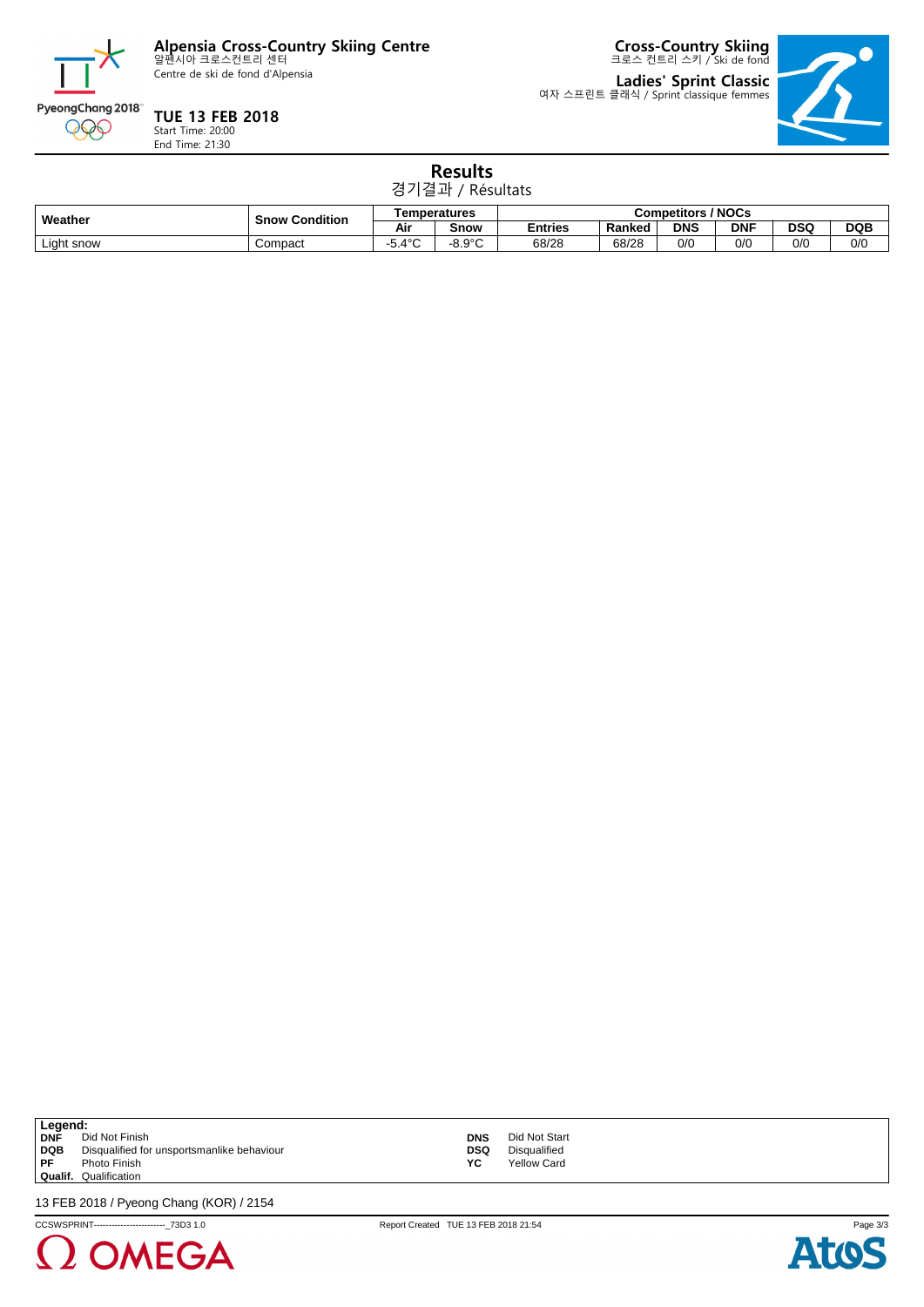**Alpensia Cross-Country Skiing Centre**
알펜시아 크로스컨트리 센터
Centre de ski de fond d'Alpensia

**TUE 13 FEB 2018**
Start Time: 20:00
End Time: 21:30

**Cross-Country Skiing**
크로스 컨트리 스키 / Ski de fond

**Ladies' Sprint Classic**
여자 스프린트 클래식 / Sprint classique femmes

# Results

경기결과 / Résultats

| Weather | Snow Condition | Temperatures | | Competitors / NOCs | | | | | |
|---|---|---|---|---|---|---|---|---|---|
| | | Air | Snow | Entries | Ranked | DNS | DNF | DSQ | DQB |
| Light snow | Compact | -5.4°C | -8.9°C | 68/28 | 68/28 | 0/0 | 0/0 | 0/0 | 0/0 |

**Legend:**

| | | | |
|---|---|---|---|
| **DNF** | Did Not Finish | **DNS** | Did Not Start |
| **DQB** | Disqualified for unsportsmanlike behaviour | **DSQ** | Disqualified |
| **PF** | Photo Finish | **YC** | Yellow Card |
| **Qualif.** | Qualification | | |

13 FEB 2018 / Pyeong Chang (KOR) / 2154

CCSWSPRINT------------------------_73D3 1.0 Report Created TUE 13 FEB 2018 21:54